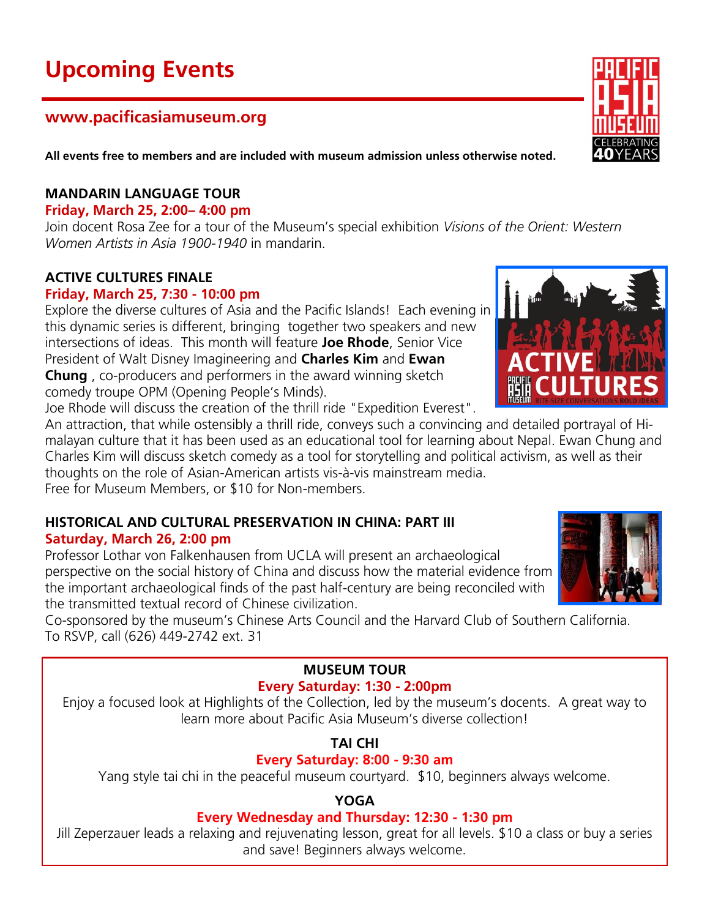# Upcoming Events

## www.pacificasiamuseum.org

**All events free to members and are included with museum admission unless otherwise noted.**

### MANDARIN LANGUAGE TOUR

**Friday, March 25, 2:00– 4:00 pm**

Join docent Rosa Zee for a tour of the Museum's special exhibition *Visions of the Orient: Western Women Artists in Asia 1900-1940* in mandarin.

### ACTIVE CULTURES FINALE

**Friday, March 25, 7:30 - 10:00 pm**

Explore the diverse cultures of Asia and the Pacific Islands! Each evening in this dynamic series is different, bringing together two speakers and new intersections of ideas. This month will feature **Joe Rhode**, Senior Vice President of Walt Disney Imagineering and **Charles Kim** and **Ewan Chung** , co-producers and performers in the award winning sketch comedy troupe OPM (Opening People's Minds).

Joe Rhode will discuss the creation of the thrill ride "Expedition Everest". An attraction, that while ostensibly a thrill ride, conveys such a convincing and detailed portrayal of Himalayan culture that it has been used as an educational tool for learning about Nepal. Ewan Chung and Charles Kim will discuss sketch comedy as a tool for storytelling and political activism, as well as their thoughts on the role of Asian-American artists vis-à-vis mainstream media.

Free for Museum Members, or $10 for Non-members.

### HISTORICAL AND CULTURAL PRESERVATION IN CHINA: PART III

**Saturday, March 26, 2:00 pm**

Professor Lothar von Falkenhausen from UCLA will present an archaeological perspective on the social history of China and discuss how the material evidence from the important archaeological finds of the past half-century are being reconciled with the transmitted textual record of Chinese civilization.

Co-sponsored by the museum's Chinese Arts Council and the Harvard Club of Southern California. To RSVP, call (626) 449-2742 ext. 31

### MUSEUM TOUR

**Every Saturday: 1:30 - 2:00pm**

Enjoy a focused look at Highlights of the Collection, led by the museum's docents. A great way to learn more about Pacific Asia Museum's diverse collection!

### TAI CHI

**Every Saturday: 8:00 - 9:30 am**

Yang style tai chi in the peaceful museum courtyard. $10, beginners always welcome.

### YOGA

**Every Wednesday and Thursday: 12:30 - 1:30 pm**

Jill Zeperzauer leads a relaxing and rejuvenating lesson, great for all levels. $10 a class or buy a series and save! Beginners always welcome.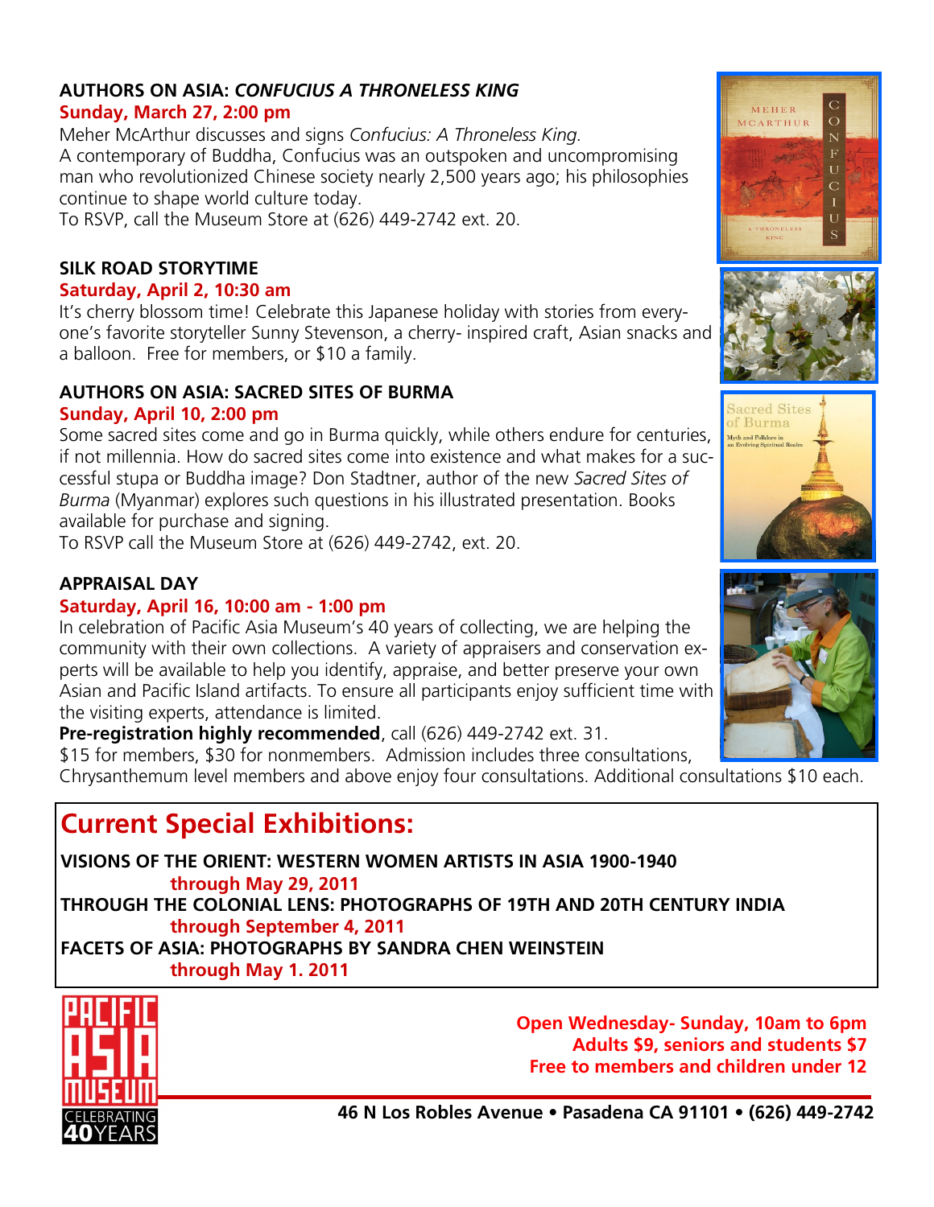## AUTHORS ON ASIA: *CONFUCIUS A THRONELESS KING*

**Sunday, March 27, 2:00 pm**

Meher McArthur discusses and signs *Confucius: A Throneless King.*
A contemporary of Buddha, Confucius was an outspoken and uncompromising man who revolutionized Chinese society nearly 2,500 years ago; his philosophies continue to shape world culture today.
To RSVP, call the Museum Store at (626) 449-2742 ext. 20.

## SILK ROAD STORYTIME

**Saturday, April 2, 10:30 am**

It's cherry blossom time! Celebrate this Japanese holiday with stories from everyone's favorite storyteller Sunny Stevenson, a cherry- inspired craft, Asian snacks and a balloon. Free for members, or $10 a family.

## AUTHORS ON ASIA: SACRED SITES OF BURMA

**Sunday, April 10, 2:00 pm**

Some sacred sites come and go in Burma quickly, while others endure for centuries, if not millennia. How do sacred sites come into existence and what makes for a successful stupa or Buddha image? Don Stadtner, author of the new *Sacred Sites of Burma* (Myanmar) explores such questions in his illustrated presentation. Books available for purchase and signing.
To RSVP call the Museum Store at (626) 449-2742, ext. 20.

## APPRAISAL DAY

**Saturday, April 16, 10:00 am - 1:00 pm**

In celebration of Pacific Asia Museum's 40 years of collecting, we are helping the community with their own collections. A variety of appraisers and conservation experts will be available to help you identify, appraise, and better preserve your own Asian and Pacific Island artifacts. To ensure all participants enjoy sufficient time with the visiting experts, attendance is limited.
**Pre-registration highly recommended**, call (626) 449-2742 ext. 31.
$15 for members, $30 for nonmembers. Admission includes three consultations, Chrysanthemum level members and above enjoy four consultations. Additional consultations $10 each.

# Current Special Exhibitions:

**VISIONS OF THE ORIENT: WESTERN WOMEN ARTISTS IN ASIA 1900-1940**
**through May 29, 2011**

**THROUGH THE COLONIAL LENS: PHOTOGRAPHS OF 19TH AND 20TH CENTURY INDIA**
**through September 4, 2011**

**FACETS OF ASIA: PHOTOGRAPHS BY SANDRA CHEN WEINSTEIN**
**through May 1. 2011**

PACIFIC ASIA MUSEUM
CELEBRATING 40 YEARS

**Open Wednesday- Sunday, 10am to 6pm**
**Adults $9, seniors and students $7**
**Free to members and children under 12**

**46 N Los Robles Avenue • Pasadena CA 91101 • (626) 449-2742**